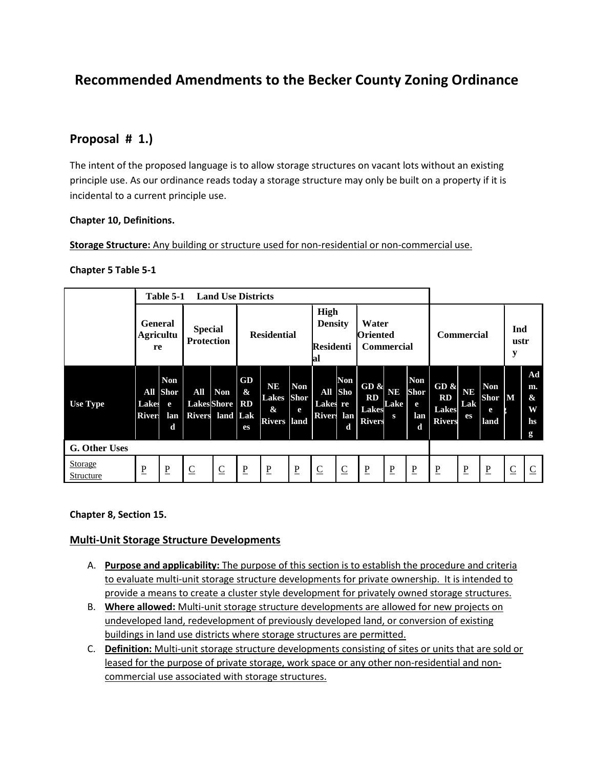# Recommended Amendments to the Becker County Zoning Ordinance

## Proposal # 1.)

The intent of the proposed language is to allow storage structures on vacant lots without an existing principle use. As our ordinance reads today a storage structure may only be built on a property if it is incidental to a current principle use.

**Chapter 10, Definitions.**

**Storage Structure:** Any building or structure used for non-residential or non-commercial use.

**Chapter 5 Table 5-1**

| | Table 5-1 Land Use Districts | | | | | | | | | | | | | | | | |
|---|---|---|---|---|---|---|---|---|---|---|---|---|---|---|---|---|---|
| | General Agriculture | | Special Protection | | Residential | | | High Density Residential | | Water Oriented Commercial | | | Commercial | | | Industry | |
| **Use Type** | All Lakes Rivers | Non Shoreland | All Lakes Rivers | Non Shoreland | GD & RD Lakes | NE Lakes & Rivers | Non Shoreland | All Lakes Rivers | Non Shoreland | GD & RD Lakes Rivers | NE Lakes | Non Shoreland | GD & RD Lakes Rivers | NE Lakes | Non Shoreland | M | Adm. & Whsg |
| **G. Other Uses** | | | | | | | | | | | | | | | | | |
| Storage Structure | P | P | C | C | P | P | P | C | C | P | P | P | P | P | P | C | C |

**Chapter 8, Section 15.**

### Multi-Unit Storage Structure Developments

A. **Purpose and applicability:** The purpose of this section is to establish the procedure and criteria to evaluate multi-unit storage structure developments for private ownership. It is intended to provide a means to create a cluster style development for privately owned storage structures.

B. **Where allowed:** Multi-unit storage structure developments are allowed for new projects on undeveloped land, redevelopment of previously developed land, or conversion of existing buildings in land use districts where storage structures are permitted.

C. **Definition:** Multi-unit storage structure developments consisting of sites or units that are sold or leased for the purpose of private storage, work space or any other non-residential and non-commercial use associated with storage structures.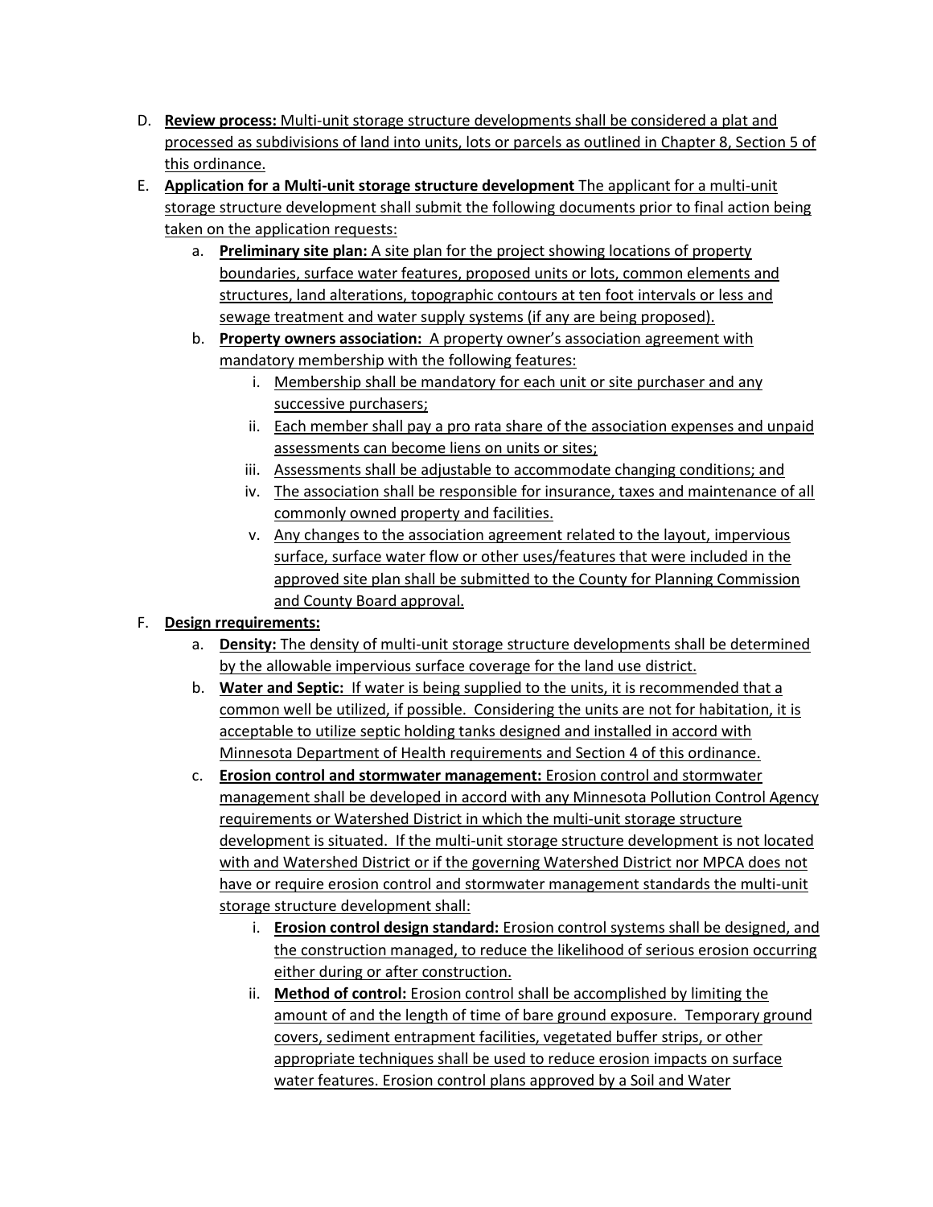D. **Review process:** Multi-unit storage structure developments shall be considered a plat and processed as subdivisions of land into units, lots or parcels as outlined in Chapter 8, Section 5 of this ordinance.

E. **Application for a Multi-unit storage structure development** The applicant for a multi-unit storage structure development shall submit the following documents prior to final action being taken on the application requests:

   a. **Preliminary site plan:** A site plan for the project showing locations of property boundaries, surface water features, proposed units or lots, common elements and structures, land alterations, topographic contours at ten foot intervals or less and sewage treatment and water supply systems (if any are being proposed).

   b. **Property owners association:** A property owner's association agreement with mandatory membership with the following features:

      i. Membership shall be mandatory for each unit or site purchaser and any successive purchasers;

      ii. Each member shall pay a pro rata share of the association expenses and unpaid assessments can become liens on units or sites;

      iii. Assessments shall be adjustable to accommodate changing conditions; and

      iv. The association shall be responsible for insurance, taxes and maintenance of all commonly owned property and facilities.

      v. Any changes to the association agreement related to the layout, impervious surface, surface water flow or other uses/features that were included in the approved site plan shall be submitted to the County for Planning Commission and County Board approval.

F. **Design rrequirements:**

   a. **Density:** The density of multi-unit storage structure developments shall be determined by the allowable impervious surface coverage for the land use district.

   b. **Water and Septic:** If water is being supplied to the units, it is recommended that a common well be utilized, if possible. Considering the units are not for habitation, it is acceptable to utilize septic holding tanks designed and installed in accord with Minnesota Department of Health requirements and Section 4 of this ordinance.

   c. **Erosion control and stormwater management:** Erosion control and stormwater management shall be developed in accord with any Minnesota Pollution Control Agency requirements or Watershed District in which the multi-unit storage structure development is situated. If the multi-unit storage structure development is not located with and Watershed District or if the governing Watershed District nor MPCA does not have or require erosion control and stormwater management standards the multi-unit storage structure development shall:

      i. **Erosion control design standard:** Erosion control systems shall be designed, and the construction managed, to reduce the likelihood of serious erosion occurring either during or after construction.

      ii. **Method of control:** Erosion control shall be accomplished by limiting the amount of and the length of time of bare ground exposure. Temporary ground covers, sediment entrapment facilities, vegetated buffer strips, or other appropriate techniques shall be used to reduce erosion impacts on surface water features. Erosion control plans approved by a Soil and Water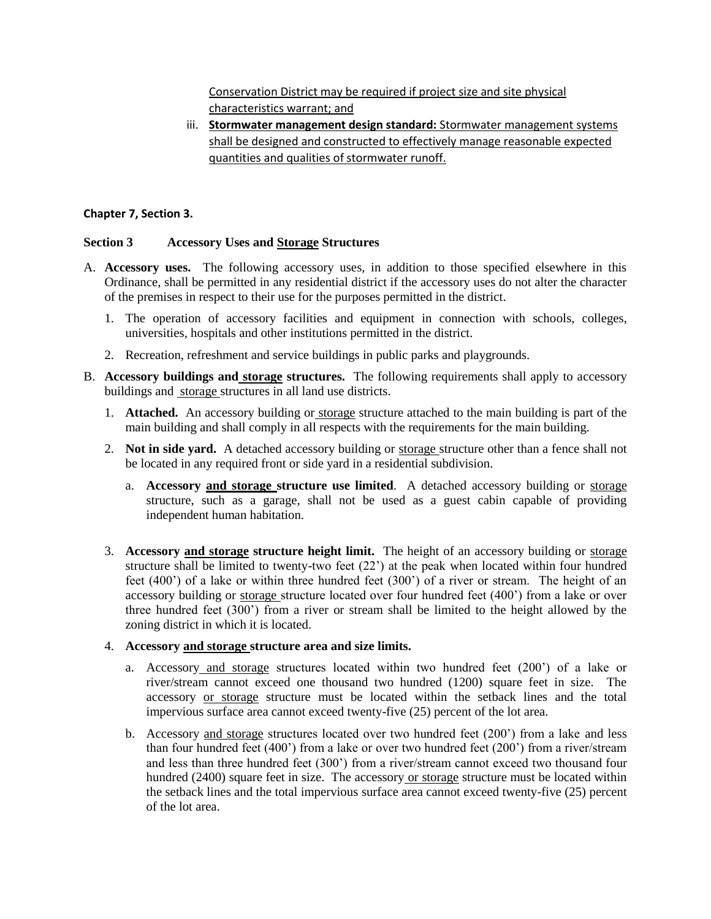Conservation District may be required if project size and site physical characteristics warrant; and

iii. **Stormwater management design standard:** Stormwater management systems shall be designed and constructed to effectively manage reasonable expected quantities and qualities of stormwater runoff.

**Chapter 7, Section 3.**

**Section 3 Accessory Uses and Storage Structures**

A. **Accessory uses.** The following accessory uses, in addition to those specified elsewhere in this Ordinance, shall be permitted in any residential district if the accessory uses do not alter the character of the premises in respect to their use for the purposes permitted in the district.

   1. The operation of accessory facilities and equipment in connection with schools, colleges, universities, hospitals and other institutions permitted in the district.

   2. Recreation, refreshment and service buildings in public parks and playgrounds.

B. **Accessory buildings and storage structures.** The following requirements shall apply to accessory buildings and storage structures in all land use districts.

   1. **Attached.** An accessory building or storage structure attached to the main building is part of the main building and shall comply in all respects with the requirements for the main building.

   2. **Not in side yard.** A detached accessory building or storage structure other than a fence shall not be located in any required front or side yard in a residential subdivision.

      a. **Accessory and storage structure use limited**. A detached accessory building or storage structure, such as a garage, shall not be used as a guest cabin capable of providing independent human habitation.

   3. **Accessory and storage structure height limit.** The height of an accessory building or storage structure shall be limited to twenty-two feet (22') at the peak when located within four hundred feet (400') of a lake or within three hundred feet (300') of a river or stream. The height of an accessory building or storage structure located over four hundred feet (400') from a lake or over three hundred feet (300') from a river or stream shall be limited to the height allowed by the zoning district in which it is located.

   4. **Accessory and storage structure area and size limits.**

      a. Accessory and storage structures located within two hundred feet (200') of a lake or river/stream cannot exceed one thousand two hundred (1200) square feet in size. The accessory or storage structure must be located within the setback lines and the total impervious surface area cannot exceed twenty-five (25) percent of the lot area.

      b. Accessory and storage structures located over two hundred feet (200') from a lake and less than four hundred feet (400') from a lake or over two hundred feet (200') from a river/stream and less than three hundred feet (300') from a river/stream cannot exceed two thousand four hundred (2400) square feet in size. The accessory or storage structure must be located within the setback lines and the total impervious surface area cannot exceed twenty-five (25) percent of the lot area.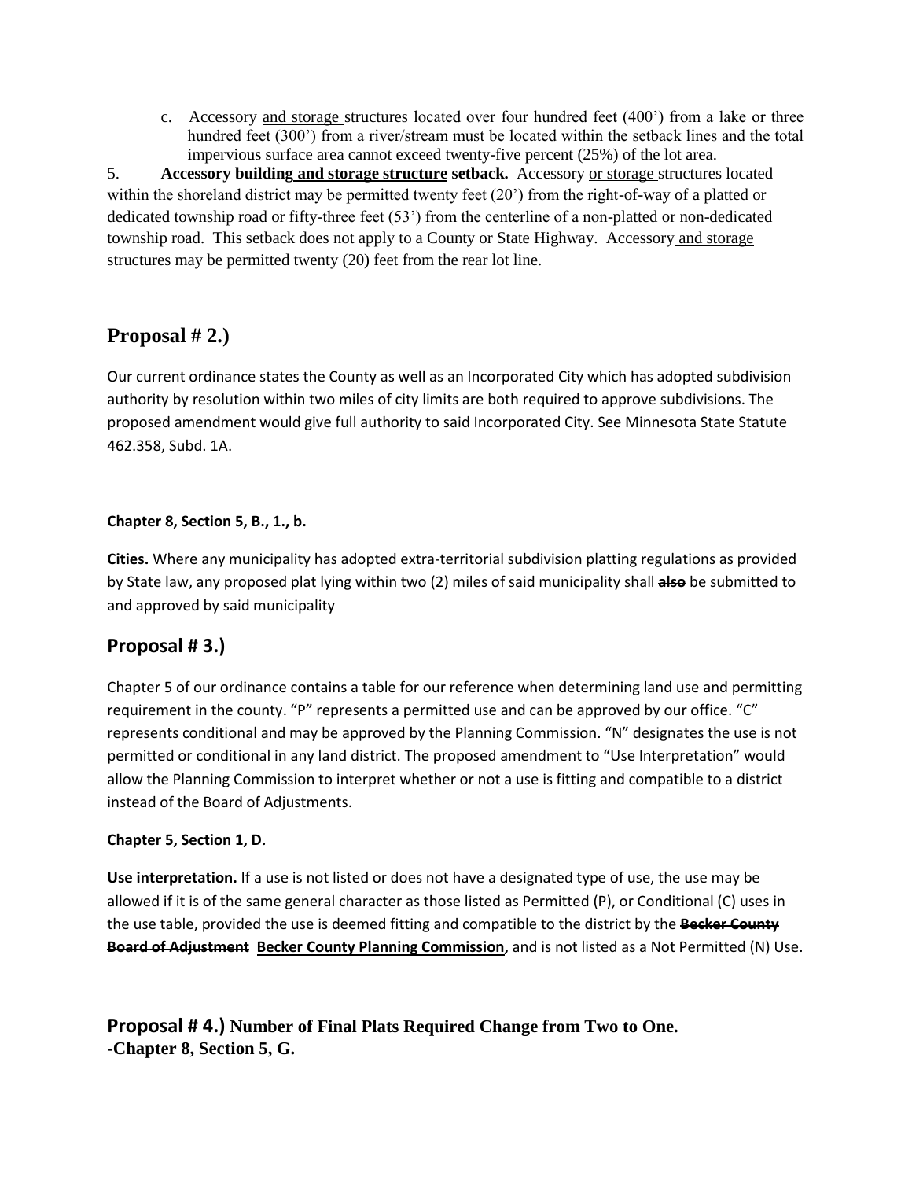c. Accessory <u>and storage</u> structures located over four hundred feet (400') from a lake or three hundred feet (300') from a river/stream must be located within the setback lines and the total impervious surface area cannot exceed twenty-five percent (25%) of the lot area.

5. **Accessory building <u>and storage structure</u> setback.** Accessory <u>or storage</u> structures located within the shoreland district may be permitted twenty feet (20') from the right-of-way of a platted or dedicated township road or fifty-three feet (53') from the centerline of a non-platted or non-dedicated township road. This setback does not apply to a County or State Highway. Accessory <u>and storage</u> structures may be permitted twenty (20) feet from the rear lot line.

## Proposal # 2.)

Our current ordinance states the County as well as an Incorporated City which has adopted subdivision authority by resolution within two miles of city limits are both required to approve subdivisions. The proposed amendment would give full authority to said Incorporated City. See Minnesota State Statute 462.358, Subd. 1A.

**Chapter 8, Section 5, B., 1., b.**

**Cities.** Where any municipality has adopted extra-territorial subdivision platting regulations as provided by State law, any proposed plat lying within two (2) miles of said municipality shall ~~**also**~~ be submitted to and approved by said municipality

## Proposal # 3.)

Chapter 5 of our ordinance contains a table for our reference when determining land use and permitting requirement in the county. "P" represents a permitted use and can be approved by our office. "C" represents conditional and may be approved by the Planning Commission. "N" designates the use is not permitted or conditional in any land district. The proposed amendment to "Use Interpretation" would allow the Planning Commission to interpret whether or not a use is fitting and compatible to a district instead of the Board of Adjustments.

**Chapter 5, Section 1, D.**

**Use interpretation.** If a use is not listed or does not have a designated type of use, the use may be allowed if it is of the same general character as those listed as Permitted (P), or Conditional (C) uses in the use table, provided the use is deemed fitting and compatible to the district by the ~~**Becker County Board of Adjustment**~~ **<u>Becker County Planning Commission</u>,** and is not listed as a Not Permitted (N) Use.

## Proposal # 4.) Number of Final Plats Required Change from Two to One.

**-Chapter 8, Section 5, G.**